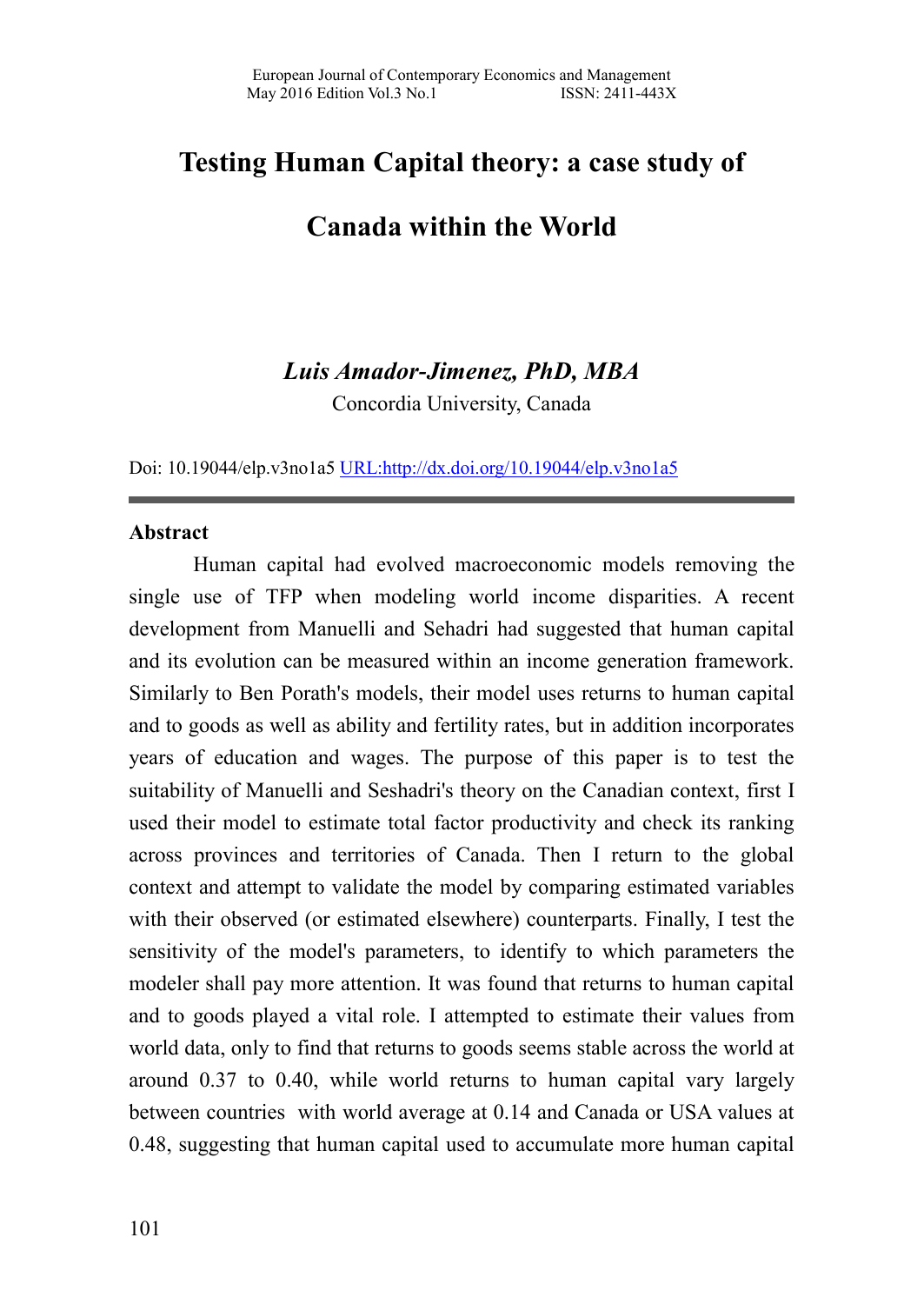# Testing Human Capital theory: a case study of Canada within the World

***Luis Amador-Jimenez, PhD, MBA***

Concordia University, Canada

Doi: 10.19044/elp.v3no1a5 [URL:http://dx.doi.org/10.19044/elp.v3no1a5](http://dx.doi.org/10.19044/elp.v3no1a5)

---

**Abstract**

Human capital had evolved macroeconomic models removing the single use of TFP when modeling world income disparities. A recent development from Manuelli and Sehadri had suggested that human capital and its evolution can be measured within an income generation framework. Similarly to Ben Porath's models, their model uses returns to human capital and to goods as well as ability and fertility rates, but in addition incorporates years of education and wages. The purpose of this paper is to test the suitability of Manuelli and Seshadri's theory on the Canadian context, first I used their model to estimate total factor productivity and check its ranking across provinces and territories of Canada. Then I return to the global context and attempt to validate the model by comparing estimated variables with their observed (or estimated elsewhere) counterparts. Finally, I test the sensitivity of the model's parameters, to identify to which parameters the modeler shall pay more attention. It was found that returns to human capital and to goods played a vital role. I attempted to estimate their values from world data, only to find that returns to goods seems stable across the world at around 0.37 to 0.40, while world returns to human capital vary largely between countries with world average at 0.14 and Canada or USA values at 0.48, suggesting that human capital used to accumulate more human capital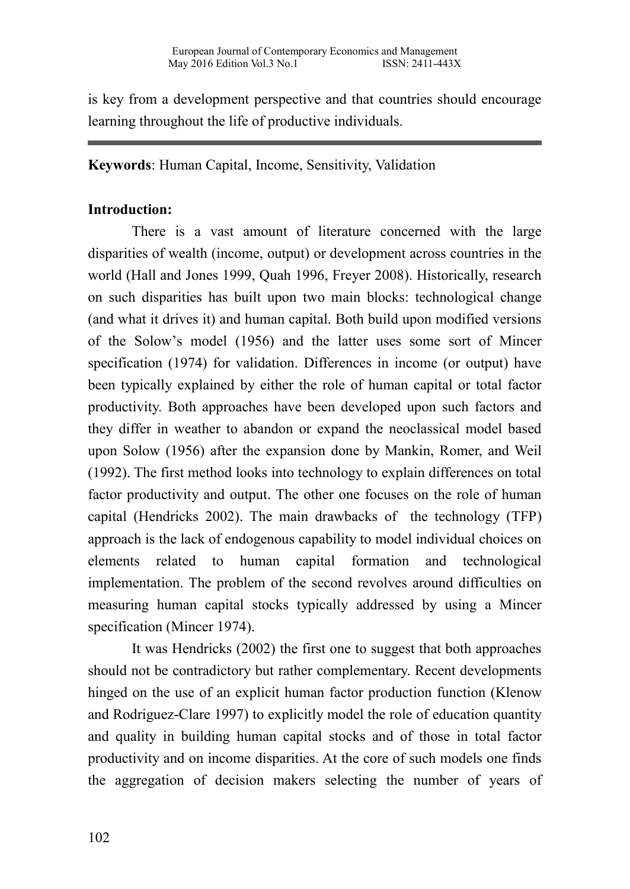is key from a development perspective and that countries should encourage learning throughout the life of productive individuals.

---

**Keywords**: Human Capital, Income, Sensitivity, Validation

**Introduction:**

There is a vast amount of literature concerned with the large disparities of wealth (income, output) or development across countries in the world (Hall and Jones 1999, Quah 1996, Freyer 2008). Historically, research on such disparities has built upon two main blocks: technological change (and what it drives it) and human capital. Both build upon modified versions of the Solow's model (1956) and the latter uses some sort of Mincer specification (1974) for validation. Differences in income (or output) have been typically explained by either the role of human capital or total factor productivity. Both approaches have been developed upon such factors and they differ in weather to abandon or expand the neoclassical model based upon Solow (1956) after the expansion done by Mankin, Romer, and Weil (1992). The first method looks into technology to explain differences on total factor productivity and output. The other one focuses on the role of human capital (Hendricks 2002). The main drawbacks of the technology (TFP) approach is the lack of endogenous capability to model individual choices on elements related to human capital formation and technological implementation. The problem of the second revolves around difficulties on measuring human capital stocks typically addressed by using a Mincer specification (Mincer 1974).

It was Hendricks (2002) the first one to suggest that both approaches should not be contradictory but rather complementary. Recent developments hinged on the use of an explicit human factor production function (Klenow and Rodriguez-Clare 1997) to explicitly model the role of education quantity and quality in building human capital stocks and of those in total factor productivity and on income disparities. At the core of such models one finds the aggregation of decision makers selecting the number of years of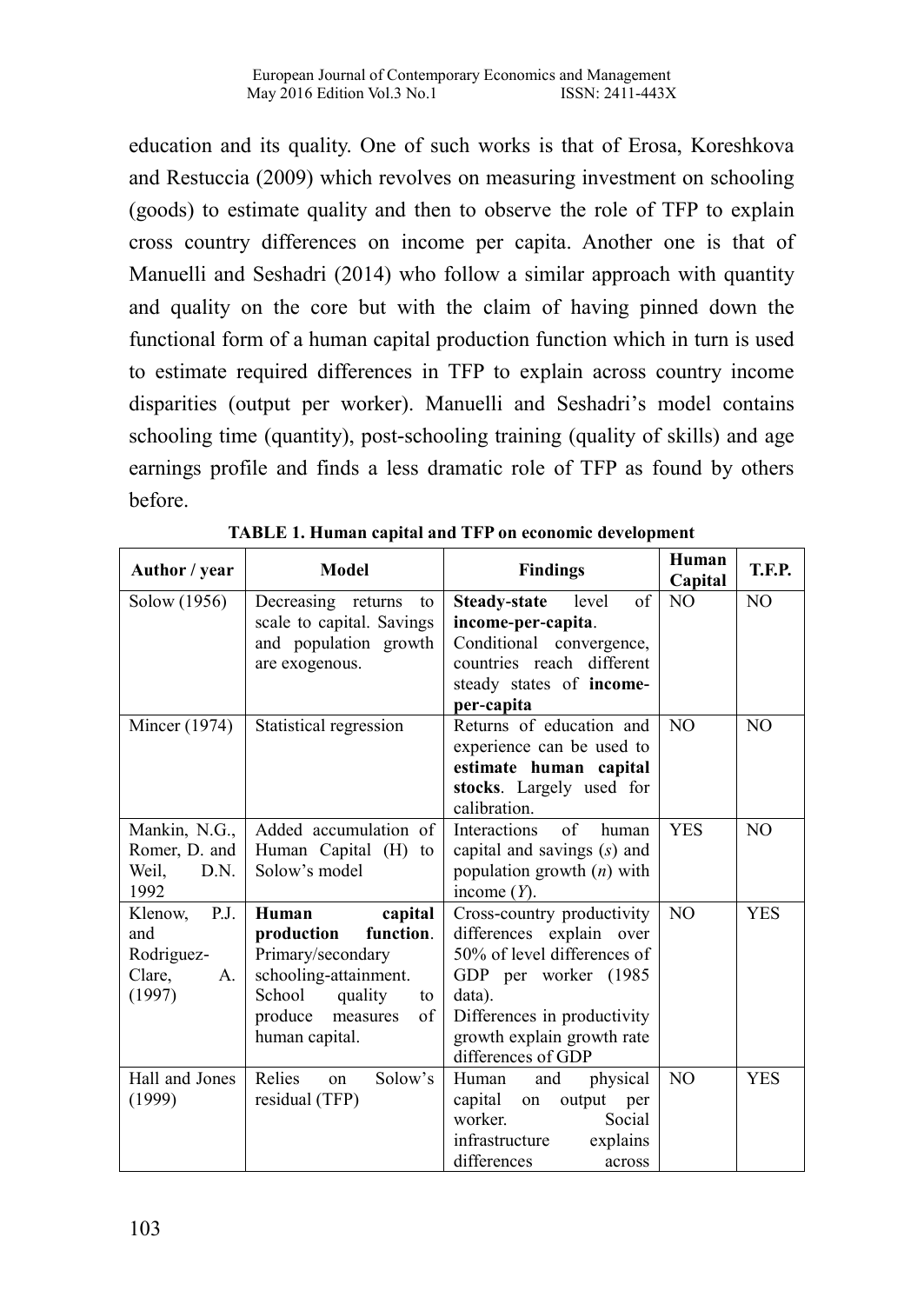education and its quality. One of such works is that of Erosa, Koreshkova and Restuccia (2009) which revolves on measuring investment on schooling (goods) to estimate quality and then to observe the role of TFP to explain cross country differences on income per capita. Another one is that of Manuelli and Seshadri (2014) who follow a similar approach with quantity and quality on the core but with the claim of having pinned down the functional form of a human capital production function which in turn is used to estimate required differences in TFP to explain across country income disparities (output per worker). Manuelli and Seshadri's model contains schooling time (quantity), post-schooling training (quality of skills) and age earnings profile and finds a less dramatic role of TFP as found by others before.

**TABLE 1. Human capital and TFP on economic development**

| Author / year | Model | Findings | Human Capital | T.F.P. |
|---|---|---|---|---|
| Solow (1956) | Decreasing returns to scale to capital. Savings and population growth are exogenous. | **Steady-state** level of **income-per-capita**. Conditional convergence, countries reach different steady states of **income-per-capita** | NO | NO |
| Mincer (1974) | Statistical regression | Returns of education and experience can be used to **estimate human capital stocks**. Largely used for calibration. | NO | NO |
| Mankin, N.G., Romer, D. and Weil, D.N. 1992 | Added accumulation of Human Capital (H) to Solow's model | Interactions of human capital and savings (*s*) and population growth (*n*) with income (*Y*). | YES | NO |
| Klenow, P.J. and Rodriguez-Clare, A. (1997) | **Human capital production function**. Primary/secondary schooling-attainment. School quality to produce measures of human capital. | Cross-country productivity differences explain over 50% of level differences of GDP per worker (1985 data). Differences in productivity growth explain growth rate differences of GDP | NO | YES |
| Hall and Jones (1999) | Relies on Solow's residual (TFP) | Human and physical capital on output per worker. Social infrastructure explains differences across | NO | YES |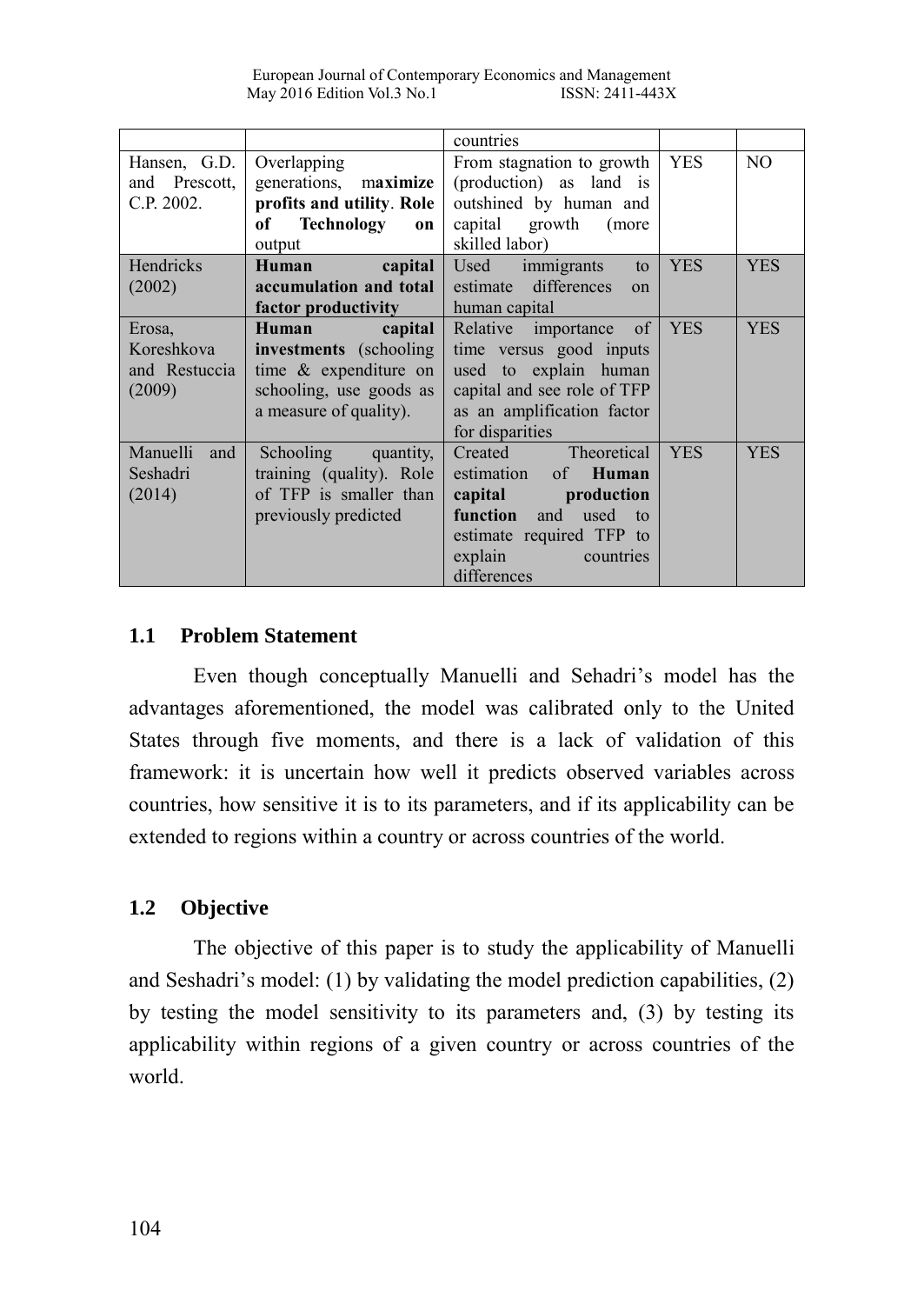| | | countries | | |
|---|---|---|---|---|
| Hansen, G.D. and Prescott, C.P. 2002. | Overlapping generations, m**aximize profits and utility**. **Role of Technology on** output | From stagnation to growth (production) as land is outshined by human and capital growth (more skilled labor) | YES | NO |
| Hendricks (2002) | **Human capital accumulation and total factor productivity** | Used immigrants to estimate differences on human capital | YES | YES |
| Erosa, Koreshkova and Restuccia (2009) | **Human capital investments** (schooling time & expenditure on schooling, use goods as a measure of quality). | Relative importance of time versus good inputs used to explain human capital and see role of TFP as an amplification factor for disparities | YES | YES |
| Manuelli and Seshadri (2014) | Schooling quantity, training (quality). Role of TFP is smaller than previously predicted | Created Theoretical estimation of **Human capital production function** and used to estimate required TFP to explain countries differences | YES | YES |

## 1.1 Problem Statement

Even though conceptually Manuelli and Sehadri's model has the advantages aforementioned, the model was calibrated only to the United States through five moments, and there is a lack of validation of this framework: it is uncertain how well it predicts observed variables across countries, how sensitive it is to its parameters, and if its applicability can be extended to regions within a country or across countries of the world.

## 1.2 Objective

The objective of this paper is to study the applicability of Manuelli and Seshadri's model: (1) by validating the model prediction capabilities, (2) by testing the model sensitivity to its parameters and, (3) by testing its applicability within regions of a given country or across countries of the world.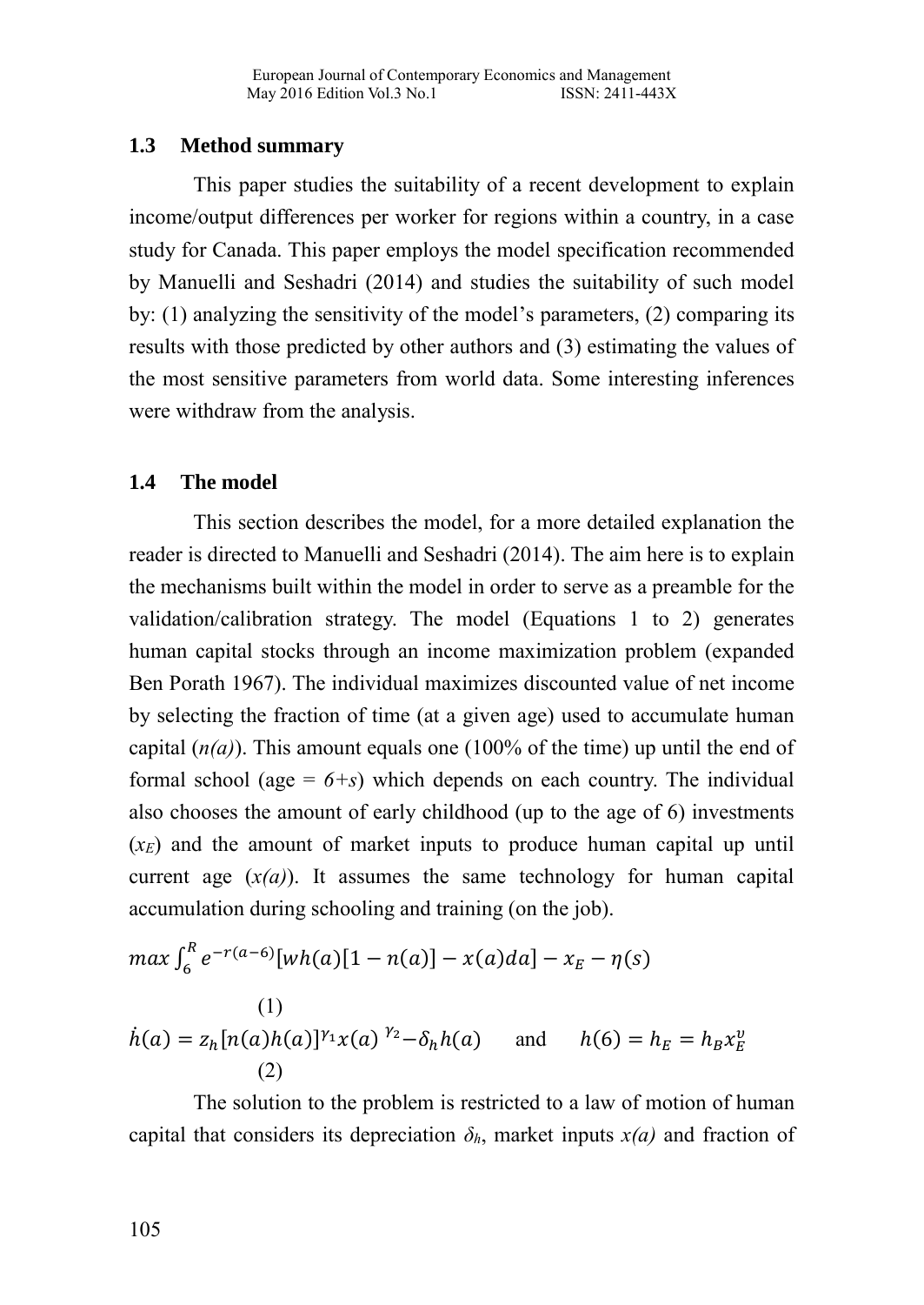## 1.3 Method summary

This paper studies the suitability of a recent development to explain income/output differences per worker for regions within a country, in a case study for Canada. This paper employs the model specification recommended by Manuelli and Seshadri (2014) and studies the suitability of such model by: (1) analyzing the sensitivity of the model's parameters, (2) comparing its results with those predicted by other authors and (3) estimating the values of the most sensitive parameters from world data. Some interesting inferences were withdraw from the analysis.

## 1.4 The model

This section describes the model, for a more detailed explanation the reader is directed to Manuelli and Seshadri (2014). The aim here is to explain the mechanisms built within the model in order to serve as a preamble for the validation/calibration strategy. The model (Equations 1 to 2) generates human capital stocks through an income maximization problem (expanded Ben Porath 1967). The individual maximizes discounted value of net income by selecting the fraction of time (at a given age) used to accumulate human capital (*n(a)*). This amount equals one (100% of the time) up until the end of formal school (age = *6+s*) which depends on each country. The individual also chooses the amount of early childhood (up to the age of 6) investments ($x_E$) and the amount of market inputs to produce human capital up until current age (*x(a)*). It assumes the same technology for human capital accumulation during schooling and training (on the job).

$$max \int_6^R e^{-r(a-6)}[wh(a)[1-n(a)] - x(a)da] - x_E - \eta(s) \qquad (1)$$

$$\dot{h}(a) = z_h[n(a)h(a)]^{\gamma_1} x(a)^{\gamma_2} - \delta_h h(a) \quad \text{and} \quad h(6) = h_E = h_B x_E^{\upsilon} \qquad (2)$$

The solution to the problem is restricted to a law of motion of human capital that considers its depreciation $\delta_h$, market inputs *x(a)* and fraction of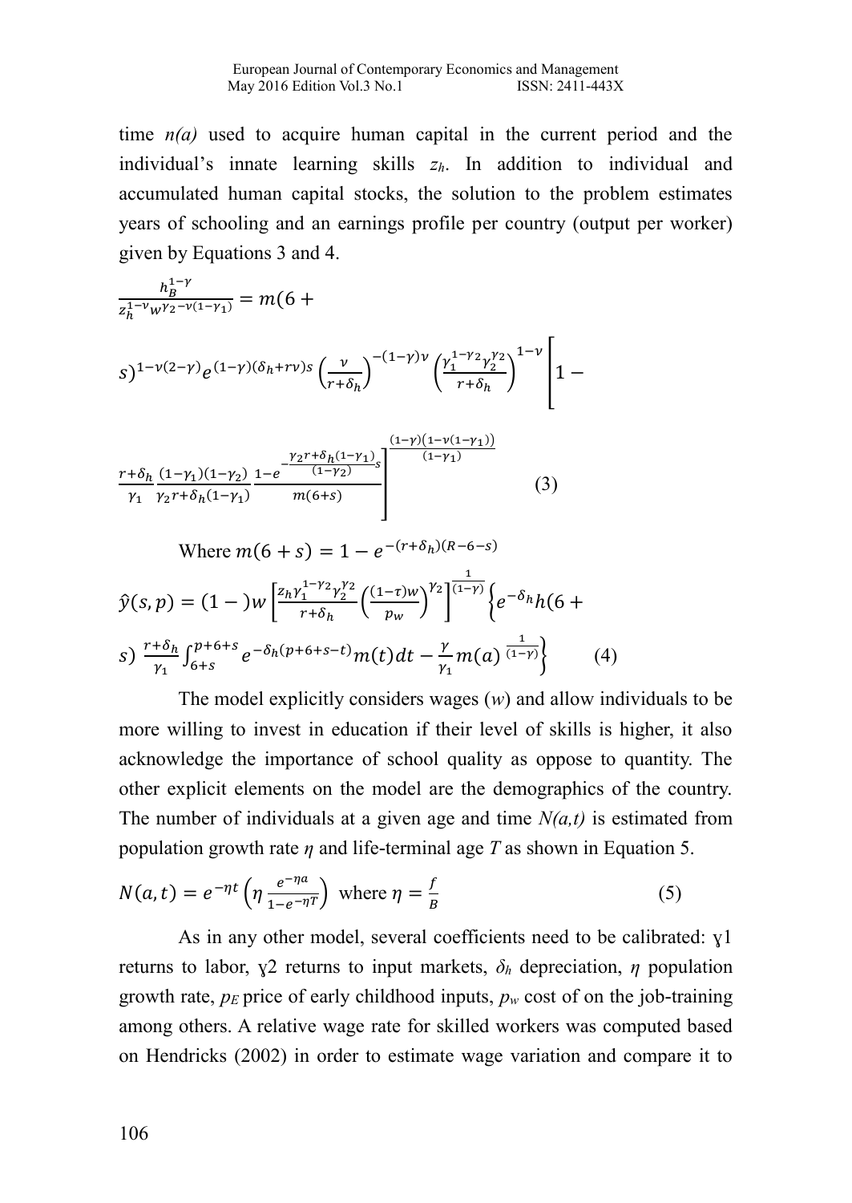time $n(a)$ used to acquire human capital in the current period and the individual's innate learning skills $z_h$. In addition to individual and accumulated human capital stocks, the solution to the problem estimates years of schooling and an earnings profile per country (output per worker) given by Equations 3 and 4.

$$\frac{h_B^{1-\gamma}}{z_h^{1-\nu} w^{\gamma_2 - \nu(1-\gamma_1)}} = m(6+s)^{1-\nu(2-\gamma)} e^{(1-\gamma)(\delta_h + r\nu)s} \left(\frac{\nu}{r+\delta_h}\right)^{-(1-\gamma)\nu} \left(\frac{\gamma_1^{1-\gamma_2}\gamma_2^{\gamma_2}}{r+\delta_h}\right)^{1-\nu} \left[1 - \frac{r+\delta_h}{\gamma_1} \frac{(1-\gamma_1)(1-\gamma_2)}{\gamma_2 r + \delta_h(1-\gamma_1)} \frac{1-e^{-\frac{\gamma_2 r + \delta_h(1-\gamma_1)}{(1-\gamma_2)}s}}{m(6+s)}\right]^{\frac{(1-\gamma)(1-\nu(1-\gamma_1))}{(1-\gamma_1)}} \qquad (3)$$

Where $m(6+s) = 1 - e^{-(r+\delta_h)(R-6-s)}$

$$\hat{y}(s,p) = (1-)w \left[\frac{z_h \gamma_1^{1-\gamma_2}\gamma_2^{\gamma_2}}{r+\delta_h} \left(\frac{(1-\tau)w}{p_w}\right)^{\gamma_2}\right]^{\frac{1}{(1-\gamma)}} \left\{e^{-\delta_h} h(6+s) \frac{r+\delta_h}{\gamma_1} \int_{6+s}^{p+6+s} e^{-\delta_h(p+6+s-t)} m(t)\,dt - \frac{\gamma}{\gamma_1} m(a)^{\frac{1}{(1-\gamma)}}\right\} \qquad (4)$$

The model explicitly considers wages ($w$) and allow individuals to be more willing to invest in education if their level of skills is higher, it also acknowledge the importance of school quality as oppose to quantity. The other explicit elements on the model are the demographics of the country. The number of individuals at a given age and time $N(a,t)$ is estimated from population growth rate $\eta$ and life-terminal age $T$ as shown in Equation 5.

$$N(a,t) = e^{-\eta t}\left(\eta \frac{e^{-\eta a}}{1-e^{-\eta T}}\right) \text{ where } \eta = \frac{f}{B} \qquad (5)$$

As in any other model, several coefficients need to be calibrated: $\gamma 1$ returns to labor, $\gamma 2$ returns to input markets, $\delta_h$ depreciation, $\eta$ population growth rate, $p_E$ price of early childhood inputs, $p_w$ cost of on the job-training among others. A relative wage rate for skilled workers was computed based on Hendricks (2002) in order to estimate wage variation and compare it to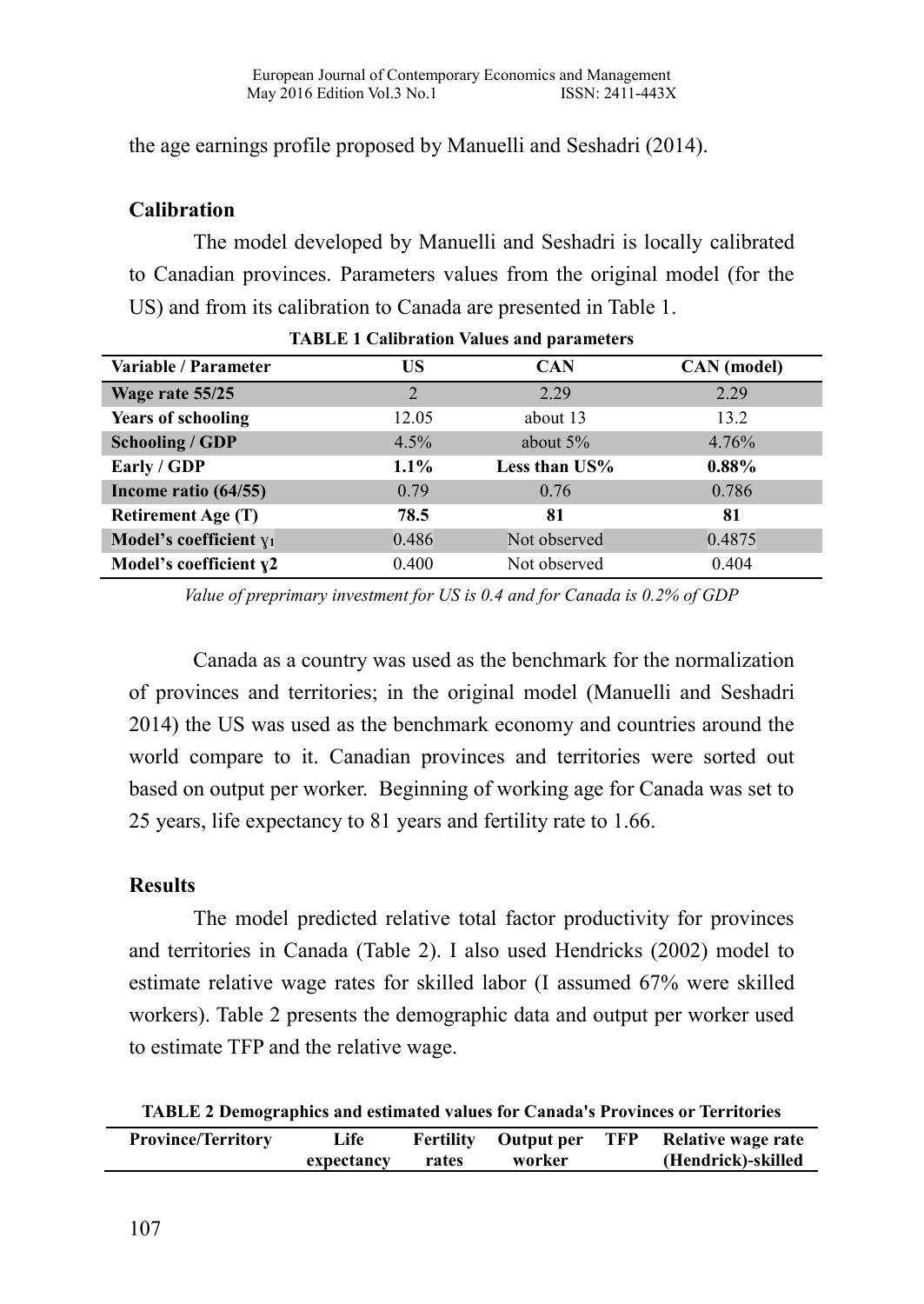the age earnings profile proposed by Manuelli and Seshadri (2014).

## Calibration

The model developed by Manuelli and Seshadri is locally calibrated to Canadian provinces. Parameters values from the original model (for the US) and from its calibration to Canada are presented in Table 1.

**TABLE 1 Calibration Values and parameters**

| Variable / Parameter | US | CAN | CAN (model) |
|---|---|---|---|
| **Wage rate 55/25** | 2 | 2.29 | 2.29 |
| **Years of schooling** | 12.05 | about 13 | 13.2 |
| **Schooling / GDP** | 4.5% | about 5% | 4.76% |
| **Early / GDP** | **1.1%** | **Less than US%** | **0.88%** |
| **Income ratio (64/55)** | 0.79 | 0.76 | 0.786 |
| **Retirement Age (T)** | **78.5** | **81** | **81** |
| **Model's coefficient $\gamma_1$** | 0.486 | Not observed | 0.4875 |
| **Model's coefficient $\gamma_2$** | 0.400 | Not observed | 0.404 |

*Value of preprimary investment for US is 0.4 and for Canada is 0.2% of GDP*

Canada as a country was used as the benchmark for the normalization of provinces and territories; in the original model (Manuelli and Seshadri 2014) the US was used as the benchmark economy and countries around the world compare to it. Canadian provinces and territories were sorted out based on output per worker. Beginning of working age for Canada was set to 25 years, life expectancy to 81 years and fertility rate to 1.66.

## Results

The model predicted relative total factor productivity for provinces and territories in Canada (Table 2). I also used Hendricks (2002) model to estimate relative wage rates for skilled labor (I assumed 67% were skilled workers). Table 2 presents the demographic data and output per worker used to estimate TFP and the relative wage.

**TABLE 2 Demographics and estimated values for Canada's Provinces or Territories**

| Province/Territory | Life expectancy | Fertility rates | Output per worker | TFP | Relative wage rate (Hendrick)-skilled |
|---|---|---|---|---|---|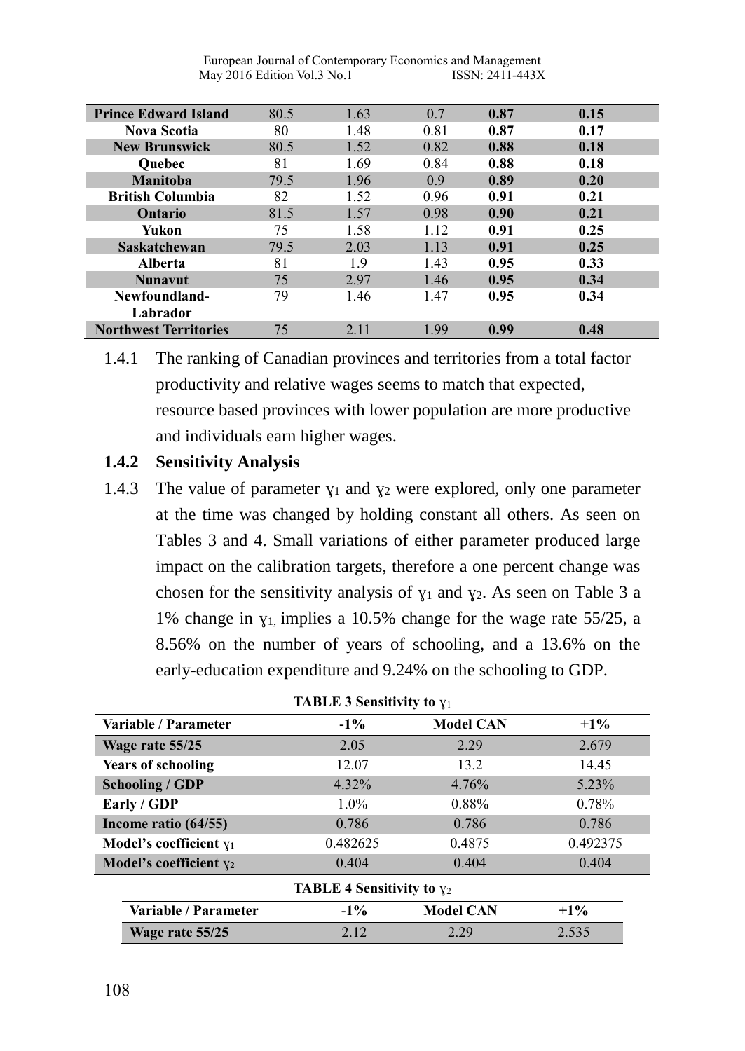| | | | | | |
|---|---|---|---|---|---|
| **Prince Edward Island** | 80.5 | 1.63 | 0.7 | **0.87** | **0.15** |
| **Nova Scotia** | 80 | 1.48 | 0.81 | **0.87** | **0.17** |
| **New Brunswick** | 80.5 | 1.52 | 0.82 | **0.88** | **0.18** |
| **Quebec** | 81 | 1.69 | 0.84 | **0.88** | **0.18** |
| **Manitoba** | 79.5 | 1.96 | 0.9 | **0.89** | **0.20** |
| **British Columbia** | 82 | 1.52 | 0.96 | **0.91** | **0.21** |
| **Ontario** | 81.5 | 1.57 | 0.98 | **0.90** | **0.21** |
| **Yukon** | 75 | 1.58 | 1.12 | **0.91** | **0.25** |
| **Saskatchewan** | 79.5 | 2.03 | 1.13 | **0.91** | **0.25** |
| **Alberta** | 81 | 1.9 | 1.43 | **0.95** | **0.33** |
| **Nunavut** | 75 | 2.97 | 1.46 | **0.95** | **0.34** |
| **Newfoundland-Labrador** | 79 | 1.46 | 1.47 | **0.95** | **0.34** |
| **Northwest Territories** | 75 | 2.11 | 1.99 | **0.99** | **0.48** |

1.4.1 The ranking of Canadian provinces and territories from a total factor productivity and relative wages seems to match that expected, resource based provinces with lower population are more productive and individuals earn higher wages.

### 1.4.2 Sensitivity Analysis

1.4.3 The value of parameter $\gamma_1$ and $\gamma_2$ were explored, only one parameter at the time was changed by holding constant all others. As seen on Tables 3 and 4. Small variations of either parameter produced large impact on the calibration targets, therefore a one percent change was chosen for the sensitivity analysis of $\gamma_1$ and $\gamma_2$. As seen on Table 3 a 1% change in $\gamma_1$, implies a 10.5% change for the wage rate 55/25, a 8.56% on the number of years of schooling, and a 13.6% on the early-education expenditure and 9.24% on the schooling to GDP.

**TABLE 3 Sensitivity to $\gamma_1$**

| Variable / Parameter | -1% | Model CAN | +1% |
|---|---|---|---|
| **Wage rate 55/25** | 2.05 | 2.29 | 2.679 |
| **Years of schooling** | 12.07 | 13.2 | 14.45 |
| **Schooling / GDP** | 4.32% | 4.76% | 5.23% |
| **Early / GDP** | 1.0% | 0.88% | 0.78% |
| **Income ratio (64/55)** | 0.786 | 0.786 | 0.786 |
| **Model's coefficient $\gamma_1$** | 0.482625 | 0.4875 | 0.492375 |
| **Model's coefficient $\gamma_2$** | 0.404 | 0.404 | 0.404 |

**TABLE 4 Sensitivity to $\gamma_2$**

| Variable / Parameter | -1% | Model CAN | +1% |
|---|---|---|---|
| **Wage rate 55/25** | 2.12 | 2.29 | 2.535 |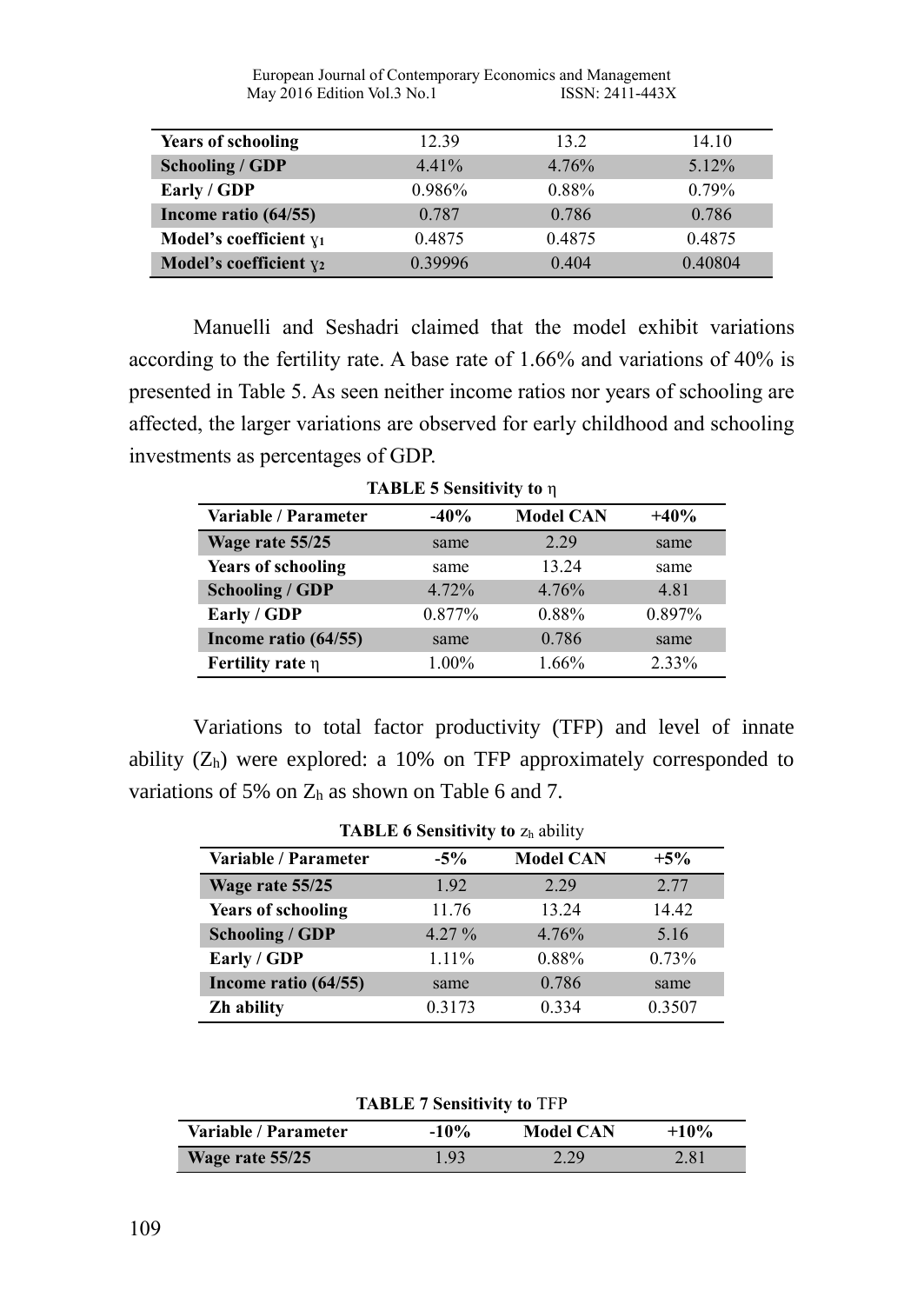| | | | |
|---|---|---|---|
| **Years of schooling** | 12.39 | 13.2 | 14.10 |
| **Schooling / GDP** | 4.41% | 4.76% | 5.12% |
| **Early / GDP** | 0.986% | 0.88% | 0.79% |
| **Income ratio (64/55)** | 0.787 | 0.786 | 0.786 |
| **Model's coefficient $\gamma_1$** | 0.4875 | 0.4875 | 0.4875 |
| **Model's coefficient $\gamma_2$** | 0.39996 | 0.404 | 0.40804 |

Manuelli and Seshadri claimed that the model exhibit variations according to the fertility rate. A base rate of 1.66% and variations of 40% is presented in Table 5. As seen neither income ratios nor years of schooling are affected, the larger variations are observed for early childhood and schooling investments as percentages of GDP.

**TABLE 5 Sensitivity to** $\eta$

| Variable / Parameter | -40% | Model CAN | +40% |
|---|---|---|---|
| **Wage rate 55/25** | same | 2.29 | same |
| **Years of schooling** | same | 13.24 | same |
| **Schooling / GDP** | 4.72% | 4.76% | 4.81 |
| **Early / GDP** | 0.877% | 0.88% | 0.897% |
| **Income ratio (64/55)** | same | 0.786 | same |
| **Fertility rate** $\eta$ | 1.00% | 1.66% | 2.33% |

Variations to total factor productivity (TFP) and level of innate ability ($Z_h$) were explored: a 10% on TFP approximately corresponded to variations of 5% on $Z_h$ as shown on Table 6 and 7.

**TABLE 6 Sensitivity to** $z_h$ ability

| Variable / Parameter | -5% | Model CAN | +5% |
|---|---|---|---|
| **Wage rate 55/25** | 1.92 | 2.29 | 2.77 |
| **Years of schooling** | 11.76 | 13.24 | 14.42 |
| **Schooling / GDP** | 4.27 % | 4.76% | 5.16 |
| **Early / GDP** | 1.11% | 0.88% | 0.73% |
| **Income ratio (64/55)** | same | 0.786 | same |
| **Zh ability** | 0.3173 | 0.334 | 0.3507 |

**TABLE 7 Sensitivity to** TFP

| Variable / Parameter | -10% | Model CAN | +10% |
|---|---|---|---|
| **Wage rate 55/25** | 1.93 | 2.29 | 2.81 |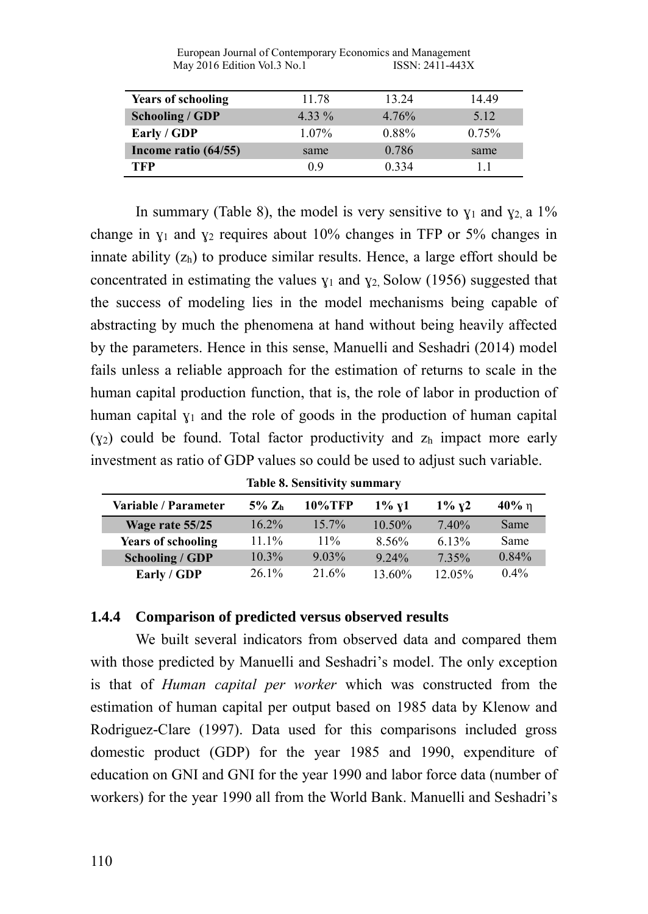| Years of schooling | 11.78 | 13.24 | 14.49 |
|---|---|---|---|
| Schooling / GDP | 4.33 % | 4.76% | 5.12 |
| Early / GDP | 1.07% | 0.88% | 0.75% |
| Income ratio (64/55) | same | 0.786 | same |
| TFP | 0.9 | 0.334 | 1.1 |

In summary (Table 8), the model is very sensitive to $\gamma_1$ and $\gamma_2$, a 1% change in $\gamma_1$ and $\gamma_2$ requires about 10% changes in TFP or 5% changes in innate ability ($z_h$) to produce similar results. Hence, a large effort should be concentrated in estimating the values $\gamma_1$ and $\gamma_2$. Solow (1956) suggested that the success of modeling lies in the model mechanisms being capable of abstracting by much the phenomena at hand without being heavily affected by the parameters. Hence in this sense, Manuelli and Seshadri (2014) model fails unless a reliable approach for the estimation of returns to scale in the human capital production function, that is, the role of labor in production of human capital $\gamma_1$ and the role of goods in the production of human capital ($\gamma_2$) could be found. Total factor productivity and $z_h$ impact more early investment as ratio of GDP values so could be used to adjust such variable.

**Table 8. Sensitivity summary**

| Variable / Parameter | 5% $Z_h$ | 10%TFP | 1% $\gamma$1 | 1% $\gamma$2 | 40% $\eta$ |
|---|---|---|---|---|---|
| Wage rate 55/25 | 16.2% | 15.7% | 10.50% | 7.40% | Same |
| Years of schooling | 11.1% | 11% | 8.56% | 6.13% | Same |
| Schooling / GDP | 10.3% | 9.03% | 9.24% | 7.35% | 0.84% |
| Early / GDP | 26.1% | 21.6% | 13.60% | 12.05% | 0.4% |

### 1.4.4 Comparison of predicted versus observed results

We built several indicators from observed data and compared them with those predicted by Manuelli and Seshadri's model. The only exception is that of *Human capital per worker* which was constructed from the estimation of human capital per output based on 1985 data by Klenow and Rodriguez-Clare (1997). Data used for this comparisons included gross domestic product (GDP) for the year 1985 and 1990, expenditure of education on GNI and GNI for the year 1990 and labor force data (number of workers) for the year 1990 all from the World Bank. Manuelli and Seshadri's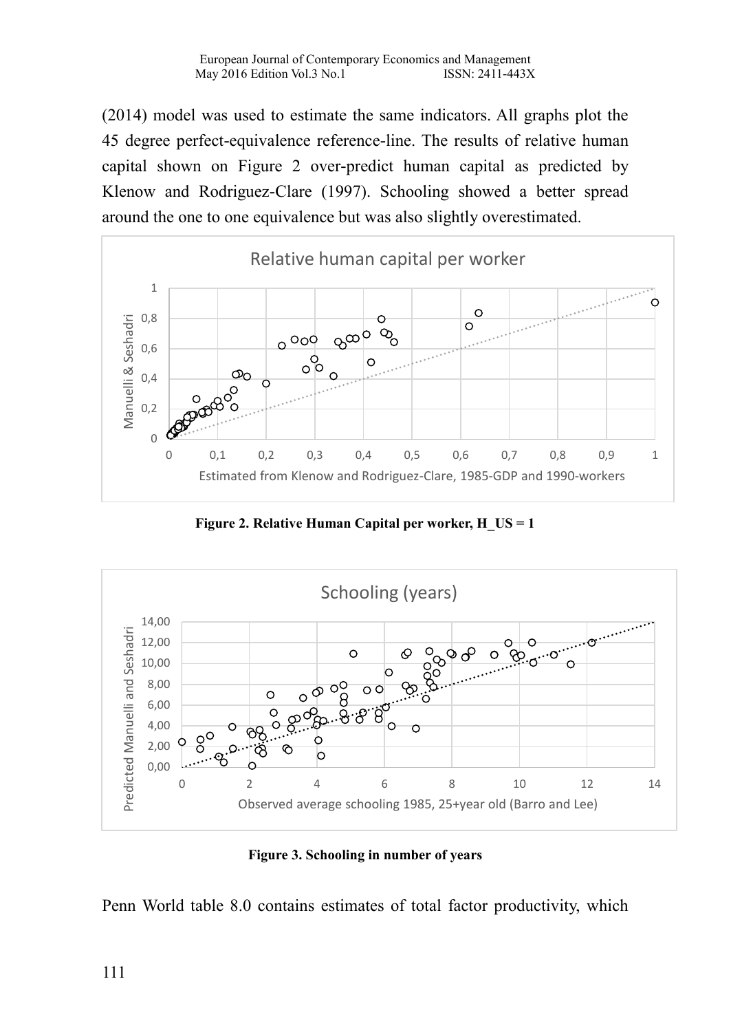(2014) model was used to estimate the same indicators. All graphs plot the 45 degree perfect-equivalence reference-line. The results of relative human capital shown on Figure 2 over-predict human capital as predicted by Klenow and Rodriguez-Clare (1997). Schooling showed a better spread around the one to one equivalence but was also slightly overestimated.

**Figure 2. Relative Human Capital per worker, H_US = 1**

**Figure 3. Schooling in number of years**

Penn World table 8.0 contains estimates of total factor productivity, which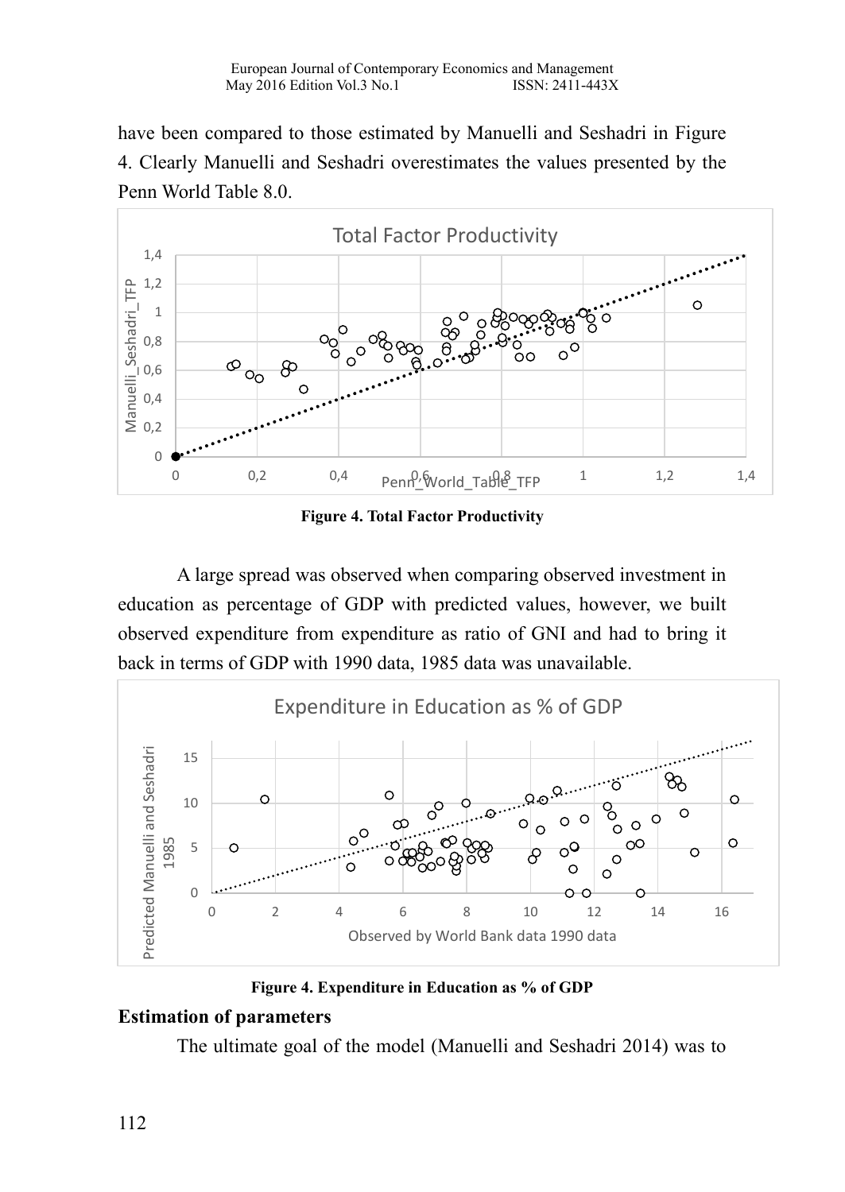have been compared to those estimated by Manuelli and Seshadri in Figure 4. Clearly Manuelli and Seshadri overestimates the values presented by the Penn World Table 8.0.

**Figure 4. Total Factor Productivity**

A large spread was observed when comparing observed investment in education as percentage of GDP with predicted values, however, we built observed expenditure from expenditure as ratio of GNI and had to bring it back in terms of GDP with 1990 data, 1985 data was unavailable.

**Figure 4. Expenditure in Education as % of GDP**

**Estimation of parameters**

The ultimate goal of the model (Manuelli and Seshadri 2014) was to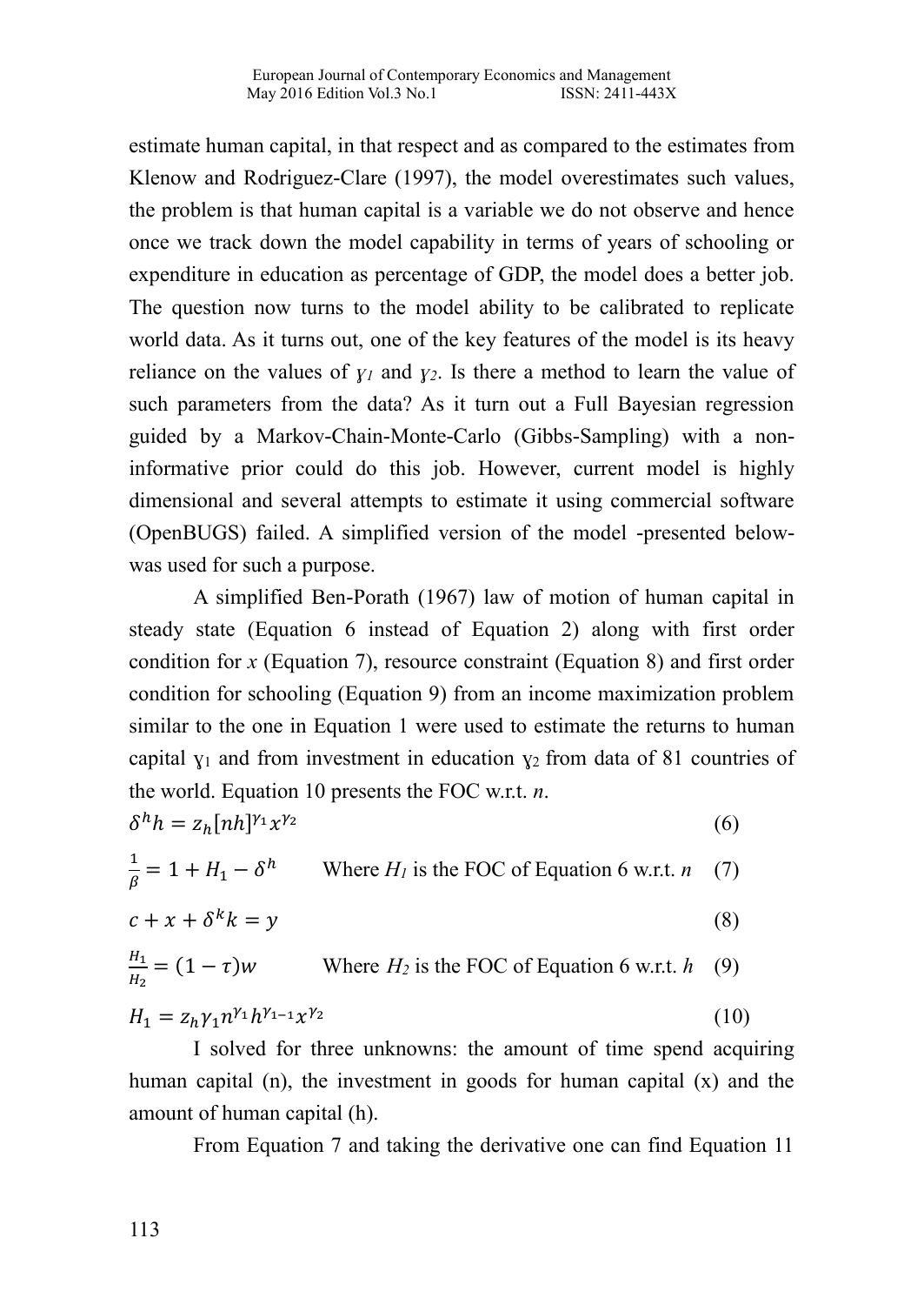estimate human capital, in that respect and as compared to the estimates from Klenow and Rodriguez-Clare (1997), the model overestimates such values, the problem is that human capital is a variable we do not observe and hence once we track down the model capability in terms of years of schooling or expenditure in education as percentage of GDP, the model does a better job. The question now turns to the model ability to be calibrated to replicate world data. As it turns out, one of the key features of the model is its heavy reliance on the values of $\gamma_1$ and $\gamma_2$. Is there a method to learn the value of such parameters from the data? As it turn out a Full Bayesian regression guided by a Markov-Chain-Monte-Carlo (Gibbs-Sampling) with a non-informative prior could do this job. However, current model is highly dimensional and several attempts to estimate it using commercial software (OpenBUGS) failed. A simplified version of the model -presented below- was used for such a purpose.

A simplified Ben-Porath (1967) law of motion of human capital in steady state (Equation 6 instead of Equation 2) along with first order condition for *x* (Equation 7), resource constraint (Equation 8) and first order condition for schooling (Equation 9) from an income maximization problem similar to the one in Equation 1 were used to estimate the returns to human capital $\gamma_1$ and from investment in education $\gamma_2$ from data of 81 countries of the world. Equation 10 presents the FOC w.r.t. *n*.

$$\delta^h h = z_h [nh]^{\gamma_1} x^{\gamma_2} \quad (6)$$

$$\frac{1}{\beta} = 1 + H_1 - \delta^h \quad \text{Where } H_1 \text{ is the FOC of Equation 6 w.r.t. } n \quad (7)$$

$$c + x + \delta^k k = y \quad (8)$$

$$\frac{H_1}{H_2} = (1 - \tau) w \quad \text{Where } H_2 \text{ is the FOC of Equation 6 w.r.t. } h \quad (9)$$

$$H_1 = z_h \gamma_1 n^{\gamma_1} h^{\gamma_1 - 1} x^{\gamma_2} \quad (10)$$

I solved for three unknowns: the amount of time spend acquiring human capital (n), the investment in goods for human capital (x) and the amount of human capital (h).

From Equation 7 and taking the derivative one can find Equation 11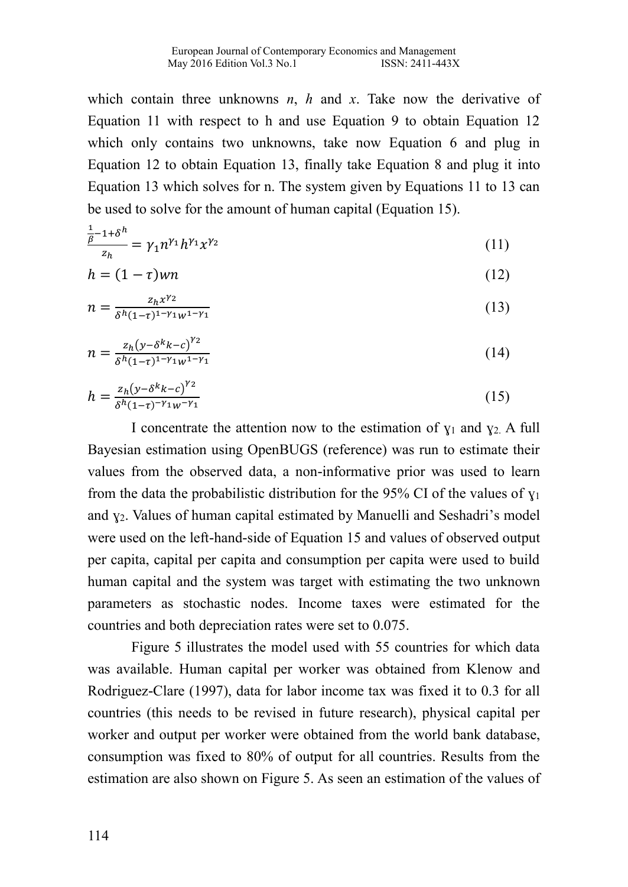which contain three unknowns $n$, $h$ and $x$. Take now the derivative of Equation 11 with respect to h and use Equation 9 to obtain Equation 12 which only contains two unknowns, take now Equation 6 and plug in Equation 12 to obtain Equation 13, finally take Equation 8 and plug it into Equation 13 which solves for n. The system given by Equations 11 to 13 can be used to solve for the amount of human capital (Equation 15).

$$\frac{\frac{1}{\beta}-1+\delta^h}{z_h} = \gamma_1 n^{\gamma_1} h^{\gamma_1} x^{\gamma_2} \tag{11}$$

$$h = (1-\tau)wn \tag{12}$$

$$n = \frac{z_h x^{\gamma_2}}{\delta^h (1-\tau)^{1-\gamma_1} w^{1-\gamma_1}} \tag{13}$$

$$n = \frac{z_h \left(y-\delta^k k-c\right)^{\gamma_2}}{\delta^h (1-\tau)^{1-\gamma_1} w^{1-\gamma_1}} \tag{14}$$

$$h = \frac{z_h \left(y-\delta^k k-c\right)^{\gamma_2}}{\delta^h (1-\tau)^{-\gamma_1} w^{-\gamma_1}} \tag{15}$$

I concentrate the attention now to the estimation of $\gamma_1$ and $\gamma_2$. A full Bayesian estimation using OpenBUGS (reference) was run to estimate their values from the observed data, a non-informative prior was used to learn from the data the probabilistic distribution for the 95% CI of the values of $\gamma_1$ and $\gamma_2$. Values of human capital estimated by Manuelli and Seshadri's model were used on the left-hand-side of Equation 15 and values of observed output per capita, capital per capita and consumption per capita were used to build human capital and the system was target with estimating the two unknown parameters as stochastic nodes. Income taxes were estimated for the countries and both depreciation rates were set to 0.075.

Figure 5 illustrates the model used with 55 countries for which data was available. Human capital per worker was obtained from Klenow and Rodriguez-Clare (1997), data for labor income tax was fixed it to 0.3 for all countries (this needs to be revised in future research), physical capital per worker and output per worker were obtained from the world bank database, consumption was fixed to 80% of output for all countries. Results from the estimation are also shown on Figure 5. As seen an estimation of the values of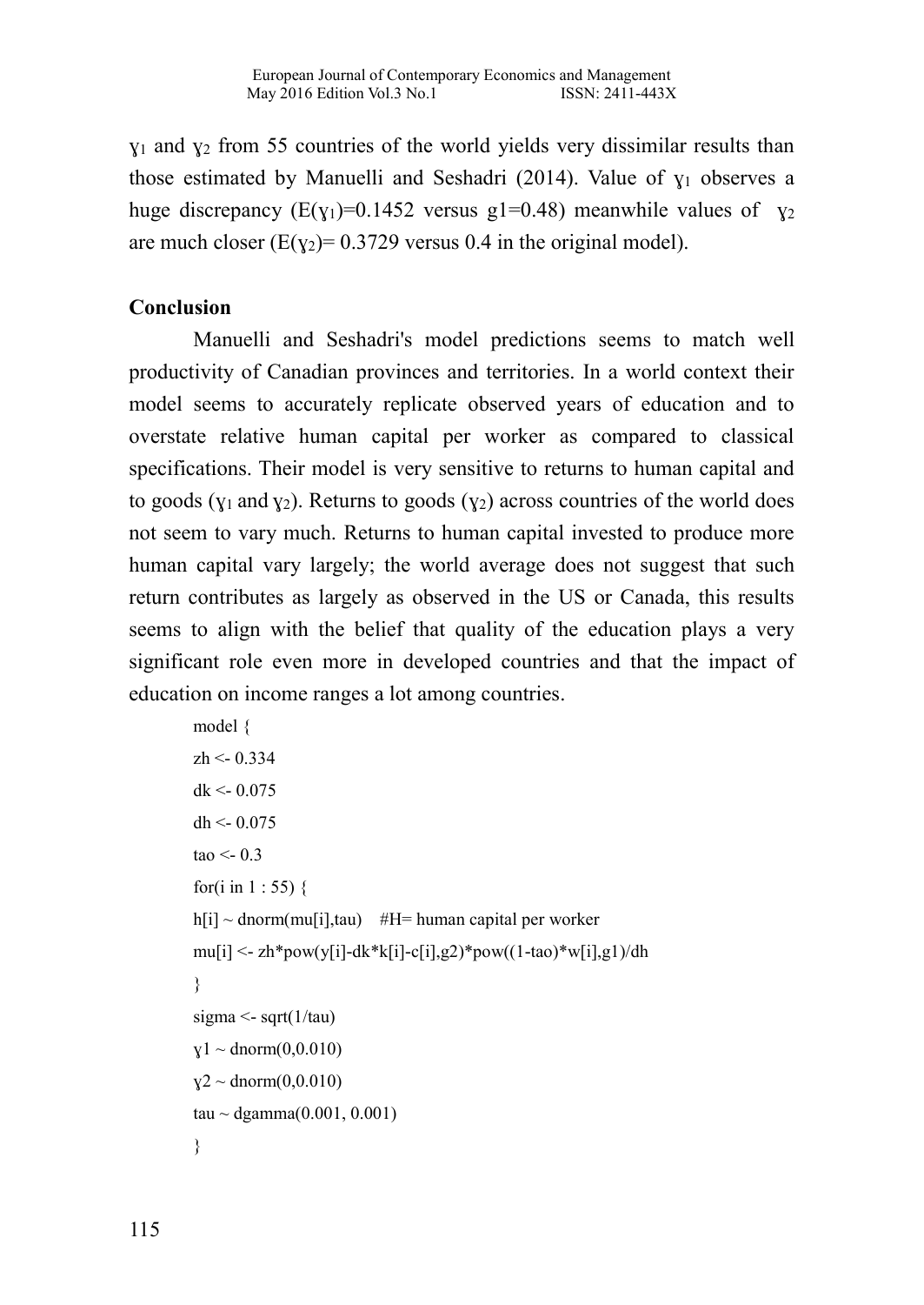$\gamma_1$ and $\gamma_2$ from 55 countries of the world yields very dissimilar results than those estimated by Manuelli and Seshadri (2014). Value of $\gamma_1$ observes a huge discrepancy ($E(\gamma_1)$=0.1452 versus g1=0.48) meanwhile values of $\gamma_2$ are much closer ($E(\gamma_2)$= 0.3729 versus 0.4 in the original model).

## Conclusion

Manuelli and Seshadri's model predictions seems to match well productivity of Canadian provinces and territories. In a world context their model seems to accurately replicate observed years of education and to overstate relative human capital per worker as compared to classical specifications. Their model is very sensitive to returns to human capital and to goods ($\gamma_1$ and $\gamma_2$). Returns to goods ($\gamma_2$) across countries of the world does not seem to vary much. Returns to human capital invested to produce more human capital vary largely; the world average does not suggest that such return contributes as largely as observed in the US or Canada, this results seems to align with the belief that quality of the education plays a very significant role even more in developed countries and that the impact of education on income ranges a lot among countries.

```
model {
zh <- 0.334
dk <- 0.075
dh <- 0.075
tao <- 0.3
for(i in 1 : 55) {
h[i] ~ dnorm(mu[i],tau)    #H= human capital per worker
mu[i] <- zh*pow(y[i]-dk*k[i]-c[i],g2)*pow((1-tao)*w[i],g1)/dh
}
sigma <- sqrt(1/tau)
ɣ1 ~ dnorm(0,0.010)
ɣ2 ~ dnorm(0,0.010)
tau ~ dgamma(0.001, 0.001)
}
```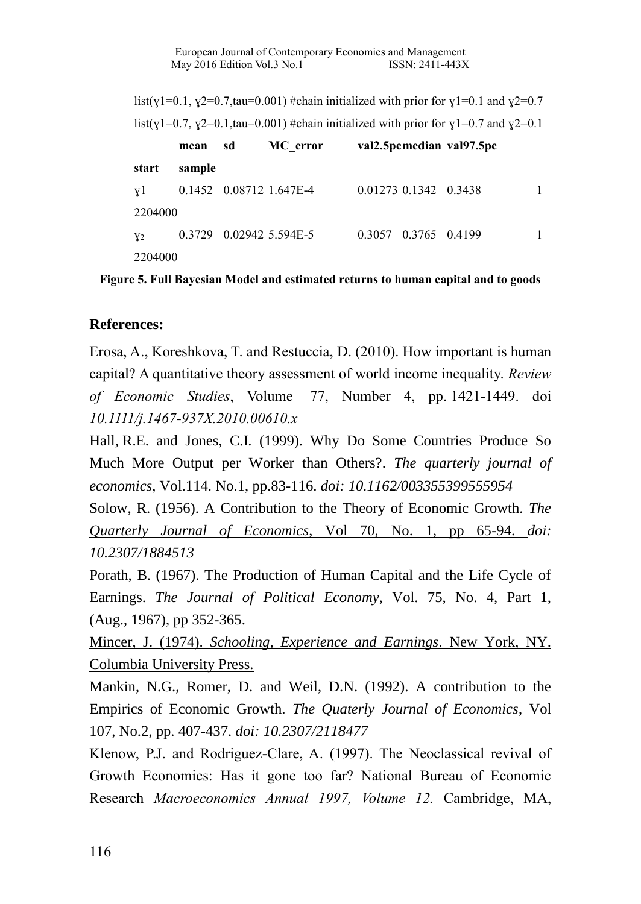```
list(ɣ1=0.1, ɣ2=0.7,tau=0.001) #chain initialized with prior for ɣ1=0.1 and ɣ2=0.7
list(ɣ1=0.7, ɣ2=0.1,tau=0.001) #chain initialized with prior for ɣ1=0.7 and ɣ2=0.1
```

| | mean | sd | MC_error | val2.5pc | median | val97.5pc | start | sample |
|---|---|---|---|---|---|---|---|---|
| ɣ1 | 0.1452 | 0.08712 | 1.647E-4 | 0.01273 | 0.1342 | 0.3438 | 1 | 2204000 |
| ɣ2 | 0.3729 | 0.02942 | 5.594E-5 | 0.3057 | 0.3765 | 0.4199 | 1 | 2204000 |

**Figure 5. Full Bayesian Model and estimated returns to human capital and to goods**

## References:

Erosa, A., Koreshkova, T. and Restuccia, D. (2010). How important is human capital? A quantitative theory assessment of world income inequality. *Review of Economic Studies*, Volume 77, Number 4, pp. 1421-1449. doi *10.1111/j.1467-937X.2010.00610.x*

Hall, R.E. and Jones, C.I. (1999). Why Do Some Countries Produce So Much More Output per Worker than Others?. *The quarterly journal of economics*, Vol.114. No.1, pp.83-116. *doi: 10.1162/003355399555954*

Solow, R. (1956). A Contribution to the Theory of Economic Growth. *The Quarterly Journal of Economics*, Vol 70, No. 1, pp 65-94. *doi: 10.2307/1884513*

Porath, B. (1967). The Production of Human Capital and the Life Cycle of Earnings. *The Journal of Political Economy*, Vol. 75, No. 4, Part 1, (Aug., 1967), pp 352-365.

Mincer, J. (1974). *Schooling, Experience and Earnings*. New York, NY. Columbia University Press.

Mankin, N.G., Romer, D. and Weil, D.N. (1992). A contribution to the Empirics of Economic Growth. *The Quaterly Journal of Economics*, Vol 107, No.2, pp. 407-437. *doi: 10.2307/2118477*

Klenow, P.J. and Rodriguez-Clare, A. (1997). The Neoclassical revival of Growth Economics: Has it gone too far? National Bureau of Economic Research *Macroeconomics Annual 1997, Volume 12.* Cambridge, MA,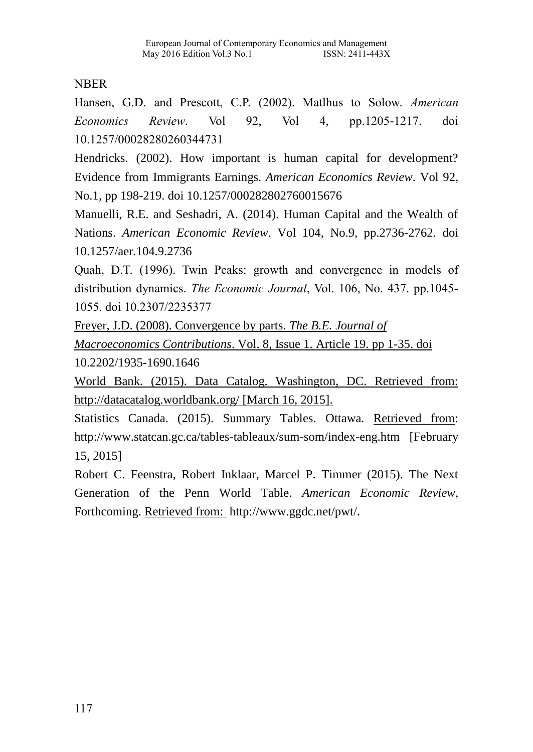NBER

Hansen, G.D. and Prescott, C.P. (2002). Matlhus to Solow. *American Economics Review*. Vol 92, Vol 4, pp.1205-1217. doi 10.1257/00028280260344731

Hendricks. (2002). How important is human capital for development? Evidence from Immigrants Earnings. *American Economics Review*. Vol 92, No.1, pp 198-219. doi 10.1257/000282802760015676

Manuelli, R.E. and Seshadri, A. (2014). Human Capital and the Wealth of Nations. *American Economic Review*. Vol 104, No.9, pp.2736-2762. doi 10.1257/aer.104.9.2736

Quah, D.T. (1996). Twin Peaks: growth and convergence in models of distribution dynamics. *The Economic Journal*, Vol. 106, No. 437. pp.1045-1055. doi 10.2307/2235377

Freyer, J.D. (2008). Convergence by parts. *The B.E. Journal of Macroeconomics Contributions*. Vol. 8, Issue 1. Article 19. pp 1-35. doi 10.2202/1935-1690.1646

World Bank. (2015). Data Catalog. Washington, DC. Retrieved from: http://datacatalog.worldbank.org/ [March 16, 2015].

Statistics Canada. (2015). Summary Tables. Ottawa. Retrieved from: http://www.statcan.gc.ca/tables-tableaux/sum-som/index-eng.htm [February 15, 2015]

Robert C. Feenstra, Robert Inklaar, Marcel P. Timmer (2015). The Next Generation of the Penn World Table. *American Economic Review*, Forthcoming. Retrieved from: http://www.ggdc.net/pwt/.